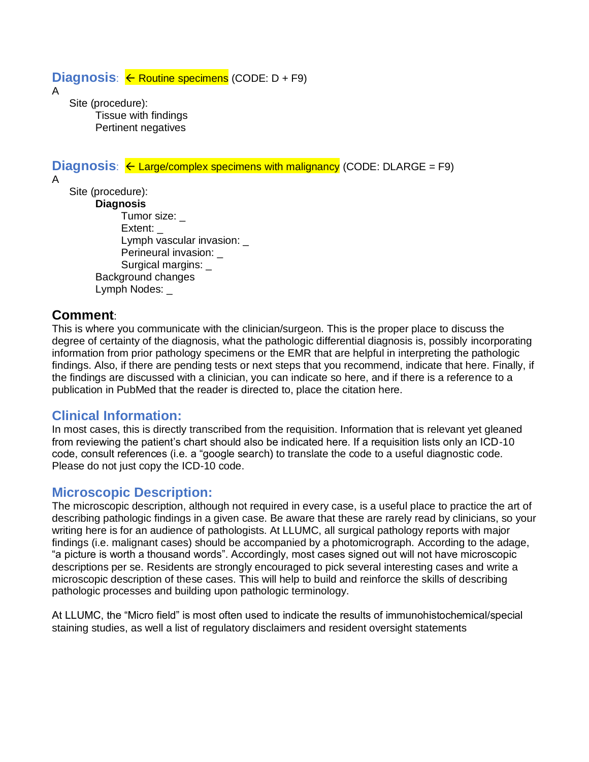## Diagnosis: ← Routine specimens (CODE: D + F9)

A

Site (procedure):

Tissue with findings

Pertinent negatives

## Diagnosis: ← Large/complex specimens with malignancy (CODE: DLARGE = F9)

A

Site (procedure):

**Diagnosis**

Tumor size: _

Extent: _

Lymph vascular invasion: _

Perineural invasion: _

Surgical margins: _

Background changes

Lymph Nodes: _

## Comment:

This is where you communicate with the clinician/surgeon. This is the proper place to discuss the degree of certainty of the diagnosis, what the pathologic differential diagnosis is, possibly incorporating information from prior pathology specimens or the EMR that are helpful in interpreting the pathologic findings. Also, if there are pending tests or next steps that you recommend, indicate that here. Finally, if the findings are discussed with a clinician, you can indicate so here, and if there is a reference to a publication in PubMed that the reader is directed to, place the citation here.

## Clinical Information:

In most cases, this is directly transcribed from the requisition. Information that is relevant yet gleaned from reviewing the patient's chart should also be indicated here. If a requisition lists only an ICD-10 code, consult references (i.e. a "google search) to translate the code to a useful diagnostic code. Please do not just copy the ICD-10 code.

## Microscopic Description:

The microscopic description, although not required in every case, is a useful place to practice the art of describing pathologic findings in a given case. Be aware that these are rarely read by clinicians, so your writing here is for an audience of pathologists. At LLUMC, all surgical pathology reports with major findings (i.e. malignant cases) should be accompanied by a photomicrograph. According to the adage, "a picture is worth a thousand words". Accordingly, most cases signed out will not have microscopic descriptions per se. Residents are strongly encouraged to pick several interesting cases and write a microscopic description of these cases. This will help to build and reinforce the skills of describing pathologic processes and building upon pathologic terminology.

At LLUMC, the "Micro field" is most often used to indicate the results of immunohistochemical/special staining studies, as well a list of regulatory disclaimers and resident oversight statements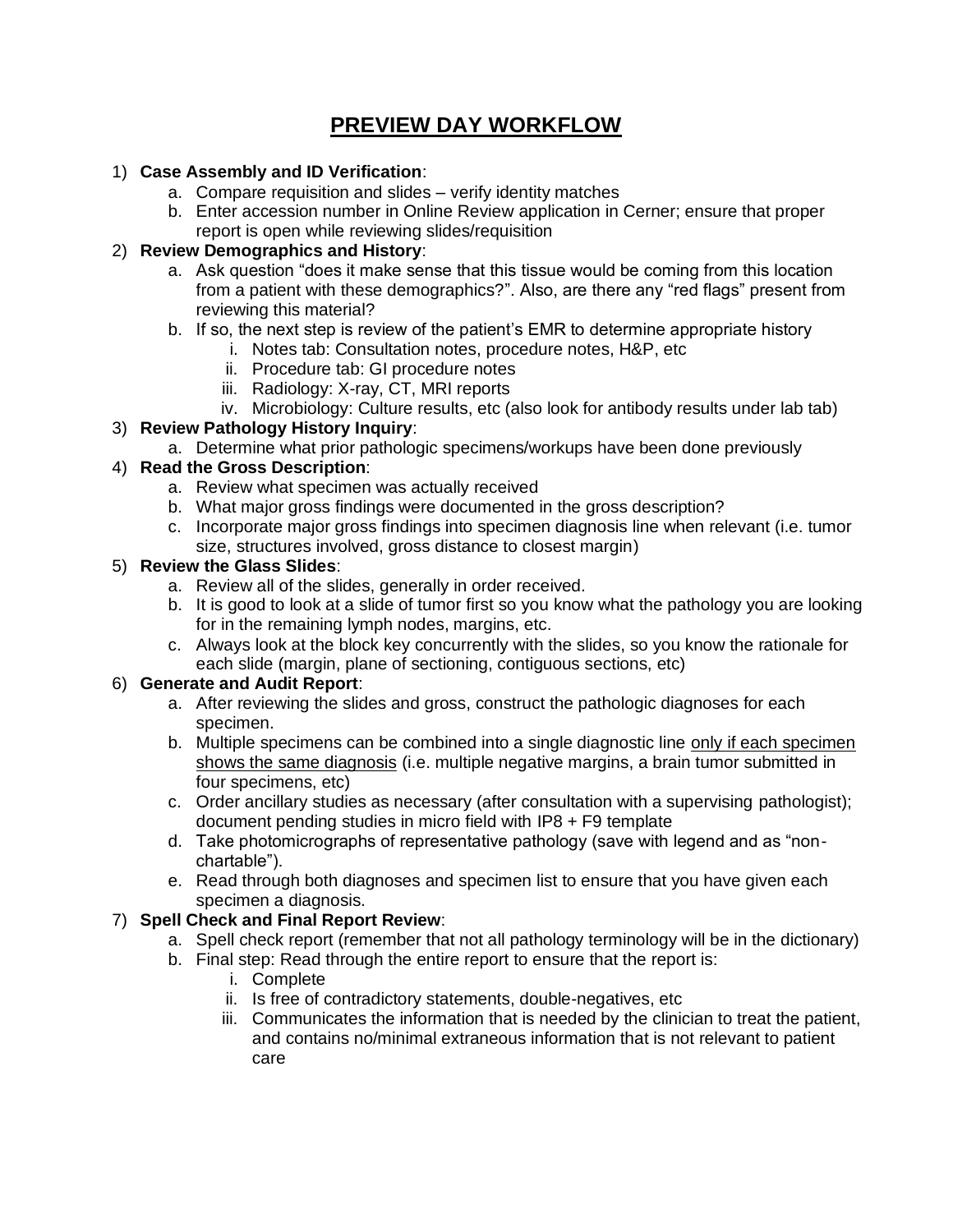# PREVIEW DAY WORKFLOW

1) **Case Assembly and ID Verification**:
    a. Compare requisition and slides – verify identity matches
    b. Enter accession number in Online Review application in Cerner; ensure that proper report is open while reviewing slides/requisition
2) **Review Demographics and History**:
    a. Ask question "does it make sense that this tissue would be coming from this location from a patient with these demographics?". Also, are there any "red flags" present from reviewing this material?
    b. If so, the next step is review of the patient's EMR to determine appropriate history
        i. Notes tab: Consultation notes, procedure notes, H&P, etc
        ii. Procedure tab: GI procedure notes
        iii. Radiology: X-ray, CT, MRI reports
        iv. Microbiology: Culture results, etc (also look for antibody results under lab tab)
3) **Review Pathology History Inquiry**:
    a. Determine what prior pathologic specimens/workups have been done previously
4) **Read the Gross Description**:
    a. Review what specimen was actually received
    b. What major gross findings were documented in the gross description?
    c. Incorporate major gross findings into specimen diagnosis line when relevant (i.e. tumor size, structures involved, gross distance to closest margin)
5) **Review the Glass Slides**:
    a. Review all of the slides, generally in order received.
    b. It is good to look at a slide of tumor first so you know what the pathology you are looking for in the remaining lymph nodes, margins, etc.
    c. Always look at the block key concurrently with the slides, so you know the rationale for each slide (margin, plane of sectioning, contiguous sections, etc)
6) **Generate and Audit Report**:
    a. After reviewing the slides and gross, construct the pathologic diagnoses for each specimen.
    b. Multiple specimens can be combined into a single diagnostic line <u>only if each specimen shows the same diagnosis</u> (i.e. multiple negative margins, a brain tumor submitted in four specimens, etc)
    c. Order ancillary studies as necessary (after consultation with a supervising pathologist); document pending studies in micro field with IP8 + F9 template
    d. Take photomicrographs of representative pathology (save with legend and as "non-chartable").
    e. Read through both diagnoses and specimen list to ensure that you have given each specimen a diagnosis.
7) **Spell Check and Final Report Review**:
    a. Spell check report (remember that not all pathology terminology will be in the dictionary)
    b. Final step: Read through the entire report to ensure that the report is:
        i. Complete
        ii. Is free of contradictory statements, double-negatives, etc
        iii. Communicates the information that is needed by the clinician to treat the patient, and contains no/minimal extraneous information that is not relevant to patient care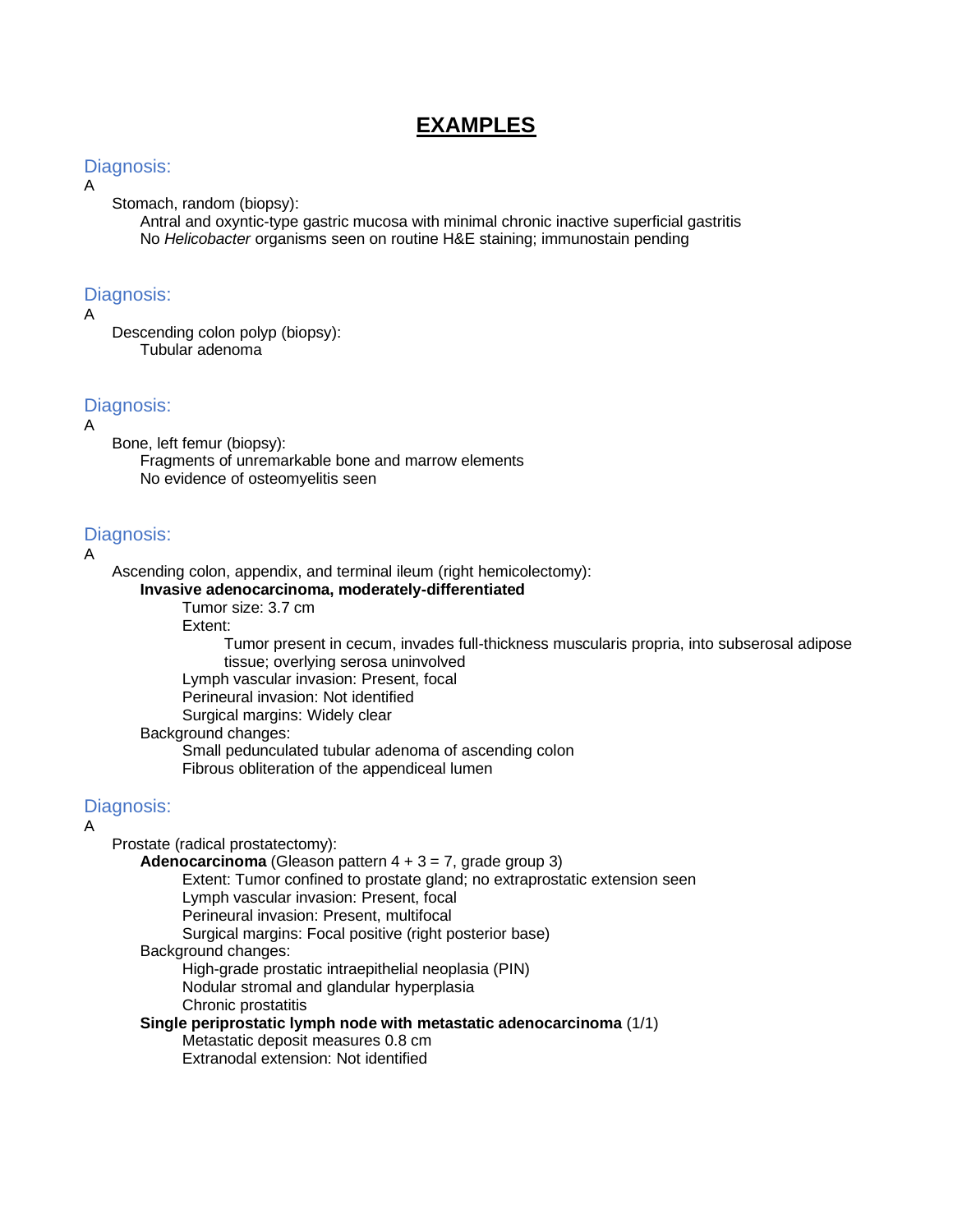# **EXAMPLES**

Diagnosis:

A

Stomach, random (biopsy):

Antral and oxyntic-type gastric mucosa with minimal chronic inactive superficial gastritis

No *Helicobacter* organisms seen on routine H&E staining; immunostain pending

Diagnosis:

A

Descending colon polyp (biopsy):

Tubular adenoma

Diagnosis:

A

Bone, left femur (biopsy):

Fragments of unremarkable bone and marrow elements

No evidence of osteomyelitis seen

Diagnosis:

A

Ascending colon, appendix, and terminal ileum (right hemicolectomy):

**Invasive adenocarcinoma, moderately-differentiated**

Tumor size: 3.7 cm

Extent:

Tumor present in cecum, invades full-thickness muscularis propria, into subserosal adipose tissue; overlying serosa uninvolved

Lymph vascular invasion: Present, focal

Perineural invasion: Not identified

Surgical margins: Widely clear

Background changes:

Small pedunculated tubular adenoma of ascending colon

Fibrous obliteration of the appendiceal lumen

Diagnosis:

A

Prostate (radical prostatectomy):

**Adenocarcinoma** (Gleason pattern 4 + 3 = 7, grade group 3)

Extent: Tumor confined to prostate gland; no extraprostatic extension seen

Lymph vascular invasion: Present, focal

Perineural invasion: Present, multifocal

Surgical margins: Focal positive (right posterior base)

Background changes:

High-grade prostatic intraepithelial neoplasia (PIN)

Nodular stromal and glandular hyperplasia

Chronic prostatitis

**Single periprostatic lymph node with metastatic adenocarcinoma** (1/1)

Metastatic deposit measures 0.8 cm

Extranodal extension: Not identified